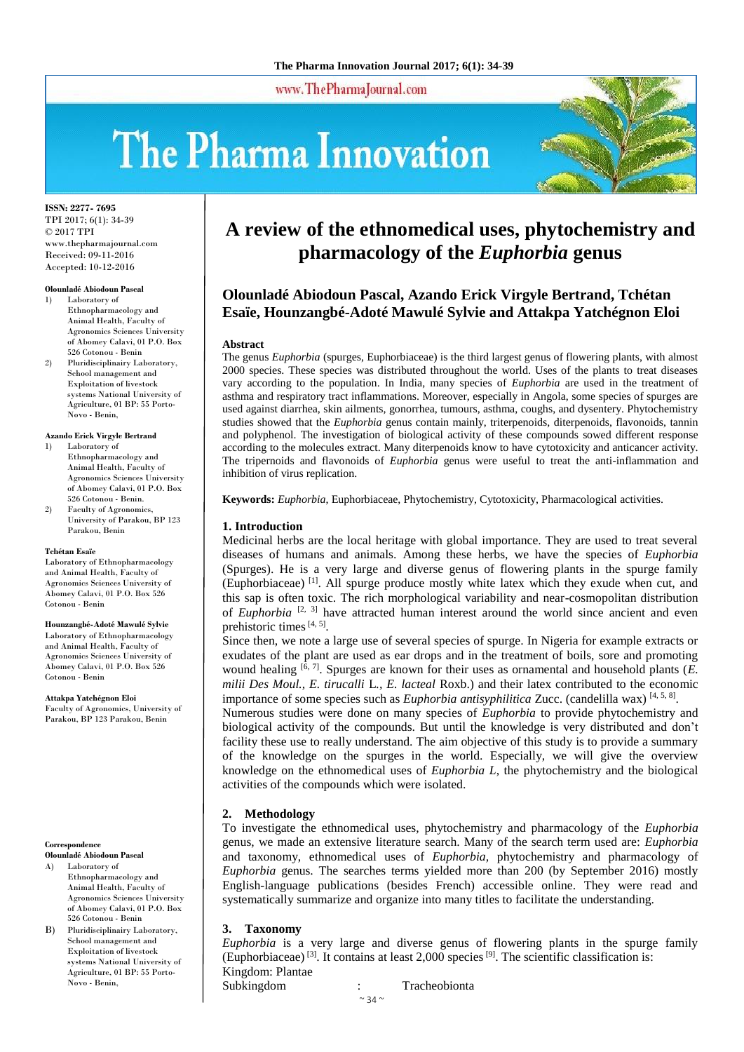ISSN: 2277- 7695
TPI 2017; 6(1): 34-39
© 2017 TPI
www.thepharmajournal.com
Received: 09-11-2016
Accepted: 10-12-2016

**Olounladé Abiodoun Pascal**
1) Laboratory of Ethnopharmacology and Animal Health, Faculty of Agronomics Sciences University of Abomey Calavi, 01 P.O. Box 526 Cotonou - Benin
2) Pluridisciplinairy Laboratory, School management and Exploitation of livestock systems National University of Agriculture, 01 BP: 55 Porto-Novo - Benin,

**Azando Erick Virgyle Bertrand**
1) Laboratory of Ethnopharmacology and Animal Health, Faculty of Agronomics Sciences University of Abomey Calavi, 01 P.O. Box 526 Cotonou - Benin.
2) Faculty of Agronomics, University of Parakou, BP 123 Parakou, Benin

**Tchétan Esaïe**
Laboratory of Ethnopharmacology and Animal Health, Faculty of Agronomics Sciences University of Abomey Calavi, 01 P.O. Box 526 Cotonou - Benin

**Hounzangbé-Adoté Mawulé Sylvie**
Laboratory of Ethnopharmacology and Animal Health, Faculty of Agronomics Sciences University of Abomey Calavi, 01 P.O. Box 526 Cotonou - Benin

**Attakpa Yatchégnon Eloi**
Faculty of Agronomics, University of Parakou, BP 123 Parakou, Benin

**Correspondence**
**Olounladé Abiodoun Pascal**
A) Laboratory of Ethnopharmacology and Animal Health, Faculty of Agronomics Sciences University of Abomey Calavi, 01 P.O. Box 526 Cotonou - Benin
B) Pluridisciplinairy Laboratory, School management and Exploitation of livestock systems National University of Agriculture, 01 BP: 55 Porto-Novo - Benin,

# A review of the ethnomedical uses, phytochemistry and pharmacology of the *Euphorbia* genus

**Olounladé Abiodoun Pascal, Azando Erick Virgyle Bertrand, Tchétan Esaïe, Hounzangbé-Adoté Mawulé Sylvie and Attakpa Yatchégnon Eloi**

## Abstract

The genus *Euphorbia* (spurges, Euphorbiaceae) is the third largest genus of flowering plants, with almost 2000 species. These species was distributed throughout the world. Uses of the plants to treat diseases vary according to the population. In India, many species of *Euphorbia* are used in the treatment of asthma and respiratory tract inflammations. Moreover, especially in Angola, some species of spurges are used against diarrhea, skin ailments, gonorrhea, tumours, asthma, coughs, and dysentery. Phytochemistry studies showed that the *Euphorbia* genus contain mainly, triterpenoids, diterpenoids, flavonoids, tannin and polyphenol. The investigation of biological activity of these compounds sowed different response according to the molecules extract. Many diterpenoids know to have cytotoxicity and anticancer activity. The tripernoids and flavonoids of *Euphorbia* genus were useful to treat the anti-inflammation and inhibition of virus replication.

**Keywords:** *Euphorbia*, Euphorbiaceae, Phytochemistry, Cytotoxicity, Pharmacological activities.

## 1. Introduction

Medicinal herbs are the local heritage with global importance. They are used to treat several diseases of humans and animals. Among these herbs, we have the species of *Euphorbia* (Spurges). He is a very large and diverse genus of flowering plants in the spurge family (Euphorbiaceae) [1]. All spurge produce mostly white latex which they exude when cut, and this sap is often toxic. The rich morphological variability and near-cosmopolitan distribution of *Euphorbia* [2, 3] have attracted human interest around the world since ancient and even prehistoric times [4, 5].

Since then, we note a large use of several species of spurge. In Nigeria for example extracts or exudates of the plant are used as ear drops and in the treatment of boils, sore and promoting wound healing [6, 7]. Spurges are known for their uses as ornamental and household plants (*E. milii Des Moul., E. tirucalli* L*., E. lacteal* Roxb.) and their latex contributed to the economic importance of some species such as *Euphorbia antisyphilitica* Zucc. (candelilla wax) [4, 5, 8].

Numerous studies were done on many species of *Euphorbia* to provide phytochemistry and biological activity of the compounds. But until the knowledge is very distributed and don't facility these use to really understand. The aim objective of this study is to provide a summary of the knowledge on the spurges in the world. Especially, we will give the overview knowledge on the ethnomedical uses of *Euphorbia L*, the phytochemistry and the biological activities of the compounds which were isolated.

## 2. Methodology

To investigate the ethnomedical uses, phytochemistry and pharmacology of the *Euphorbia* genus, we made an extensive literature search. Many of the search term used are: *Euphorbia* and taxonomy, ethnomedical uses of *Euphorbia,* phytochemistry and pharmacology of *Euphorbia* genus. The searches terms yielded more than 200 (by September 2016) mostly English-language publications (besides French) accessible online. They were read and systematically summarize and organize into many titles to facilitate the understanding.

## 3. Taxonomy

*Euphorbia* is a very large and diverse genus of flowering plants in the spurge family (Euphorbiaceae) [3]. It contains at least 2,000 species [9]. The scientific classification is:

Kingdom: Plantae
Subkingdom : Tracheobionta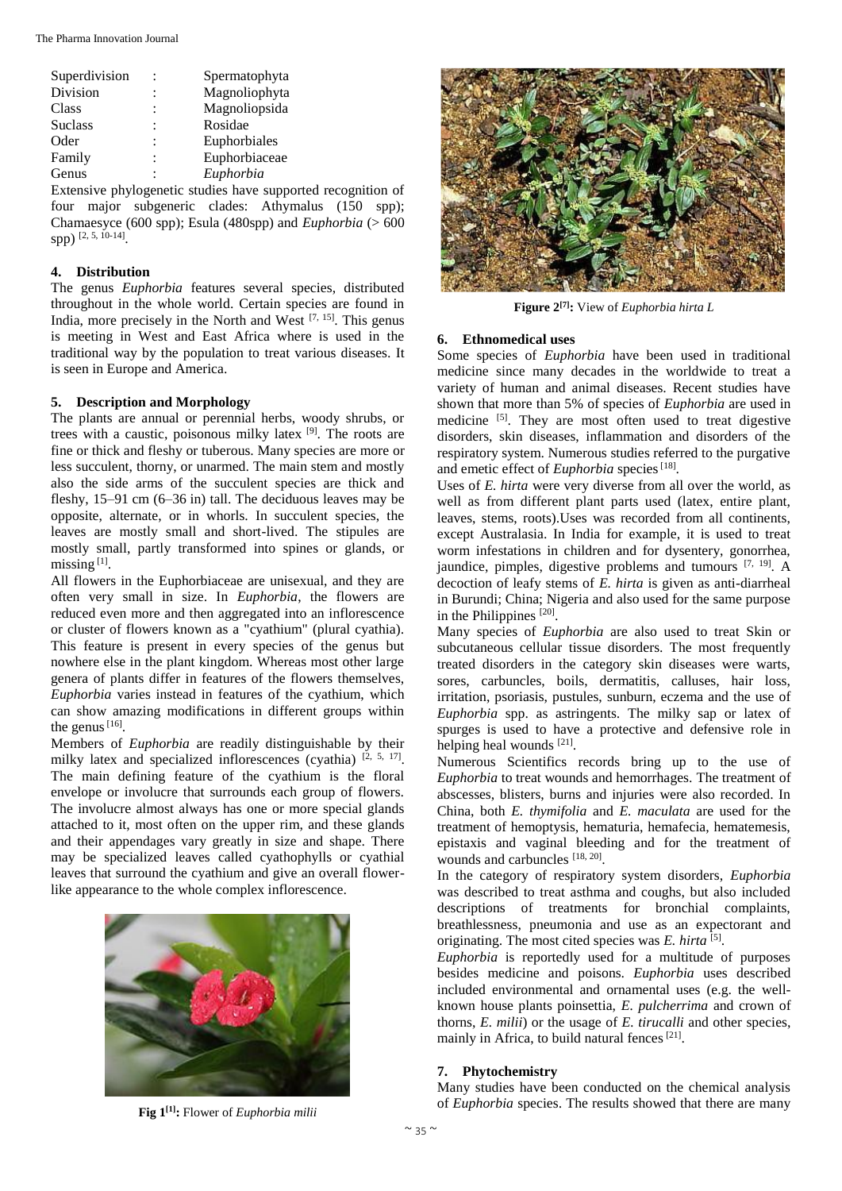| | | |
|---|---|---|
| Superdivision | : | Spermatophyta |
| Division | : | Magnoliophyta |
| Class | : | Magnoliopsida |
| Suclass | : | Rosidae |
| Oder | : | Euphorbiales |
| Family | : | Euphorbiaceae |
| Genus | : | *Euphorbia* |

Extensive phylogenetic studies have supported recognition of four major subgeneric clades: Athymalus (150 spp); Chamaesyce (600 spp); Esula (480spp) and *Euphorbia* (> 600 spp) [2, 5, 10-14].

## 4. Distribution

The genus *Euphorbia* features several species, distributed throughout in the whole world. Certain species are found in India, more precisely in the North and West [7, 15]. This genus is meeting in West and East Africa where is used in the traditional way by the population to treat various diseases. It is seen in Europe and America.

## 5. Description and Morphology

The plants are annual or perennial herbs, woody shrubs, or trees with a caustic, poisonous milky latex [9]. The roots are fine or thick and fleshy or tuberous. Many species are more or less succulent, thorny, or unarmed. The main stem and mostly also the side arms of the succulent species are thick and fleshy, 15–91 cm (6–36 in) tall. The deciduous leaves may be opposite, alternate, or in whorls. In succulent species, the leaves are mostly small and short-lived. The stipules are mostly small, partly transformed into spines or glands, or missing [1].

All flowers in the Euphorbiaceae are unisexual, and they are often very small in size. In *Euphorbia*, the flowers are reduced even more and then aggregated into an inflorescence or cluster of flowers known as a "cyathium" (plural cyathia). This feature is present in every species of the genus but nowhere else in the plant kingdom. Whereas most other large genera of plants differ in features of the flowers themselves, *Euphorbia* varies instead in features of the cyathium, which can show amazing modifications in different groups within the genus [16].

Members of *Euphorbia* are readily distinguishable by their milky latex and specialized inflorescences (cyathia) [2, 5, 17]. The main defining feature of the cyathium is the floral envelope or involucre that surrounds each group of flowers. The involucre almost always has one or more special glands attached to it, most often on the upper rim, and these glands and their appendages vary greatly in size and shape. There may be specialized leaves called cyathophylls or cyathial leaves that surround the cyathium and give an overall flower-like appearance to the whole complex inflorescence.

**Fig 1[1]:** Flower of *Euphorbia milii*

**Figure 2[7]:** View of *Euphorbia hirta L*

## 6. Ethnomedical uses

Some species of *Euphorbia* have been used in traditional medicine since many decades in the worldwide to treat a variety of human and animal diseases. Recent studies have shown that more than 5% of species of *Euphorbia* are used in medicine [5]. They are most often used to treat digestive disorders, skin diseases, inflammation and disorders of the respiratory system. Numerous studies referred to the purgative and emetic effect of *Euphorbia* species [18].

Uses of *E. hirta* were very diverse from all over the world, as well as from different plant parts used (latex, entire plant, leaves, stems, roots).Uses was recorded from all continents, except Australasia. In India for example, it is used to treat worm infestations in children and for dysentery, gonorrhea, jaundice, pimples, digestive problems and tumours [7, 19]. A decoction of leafy stems of *E. hirta* is given as anti-diarrheal in Burundi; China; Nigeria and also used for the same purpose in the Philippines [20].

Many species of *Euphorbia* are also used to treat Skin or subcutaneous cellular tissue disorders. The most frequently treated disorders in the category skin diseases were warts, sores, carbuncles, boils, dermatitis, calluses, hair loss, irritation, psoriasis, pustules, sunburn, eczema and the use of *Euphorbia* spp. as astringents. The milky sap or latex of spurges is used to have a protective and defensive role in helping heal wounds [21].

Numerous Scientifics records bring up to the use of *Euphorbia* to treat wounds and hemorrhages. The treatment of abscesses, blisters, burns and injuries were also recorded. In China, both *E. thymifolia* and *E. maculata* are used for the treatment of hemoptysis, hematuria, hemafecia, hematemesis, epistaxis and vaginal bleeding and for the treatment of wounds and carbuncles [18, 20].

In the category of respiratory system disorders, *Euphorbia* was described to treat asthma and coughs, but also included descriptions of treatments for bronchial complaints, breathlessness, pneumonia and use as an expectorant and originating. The most cited species was *E. hirta* [5].

*Euphorbia* is reportedly used for a multitude of purposes besides medicine and poisons. *Euphorbia* uses described included environmental and ornamental uses (e.g. the well-known house plants poinsettia, *E. pulcherrima* and crown of thorns, *E. milii*) or the usage of *E. tirucalli* and other species, mainly in Africa, to build natural fences [21].

## 7. Phytochemistry

Many studies have been conducted on the chemical analysis of *Euphorbia* species. The results showed that there are many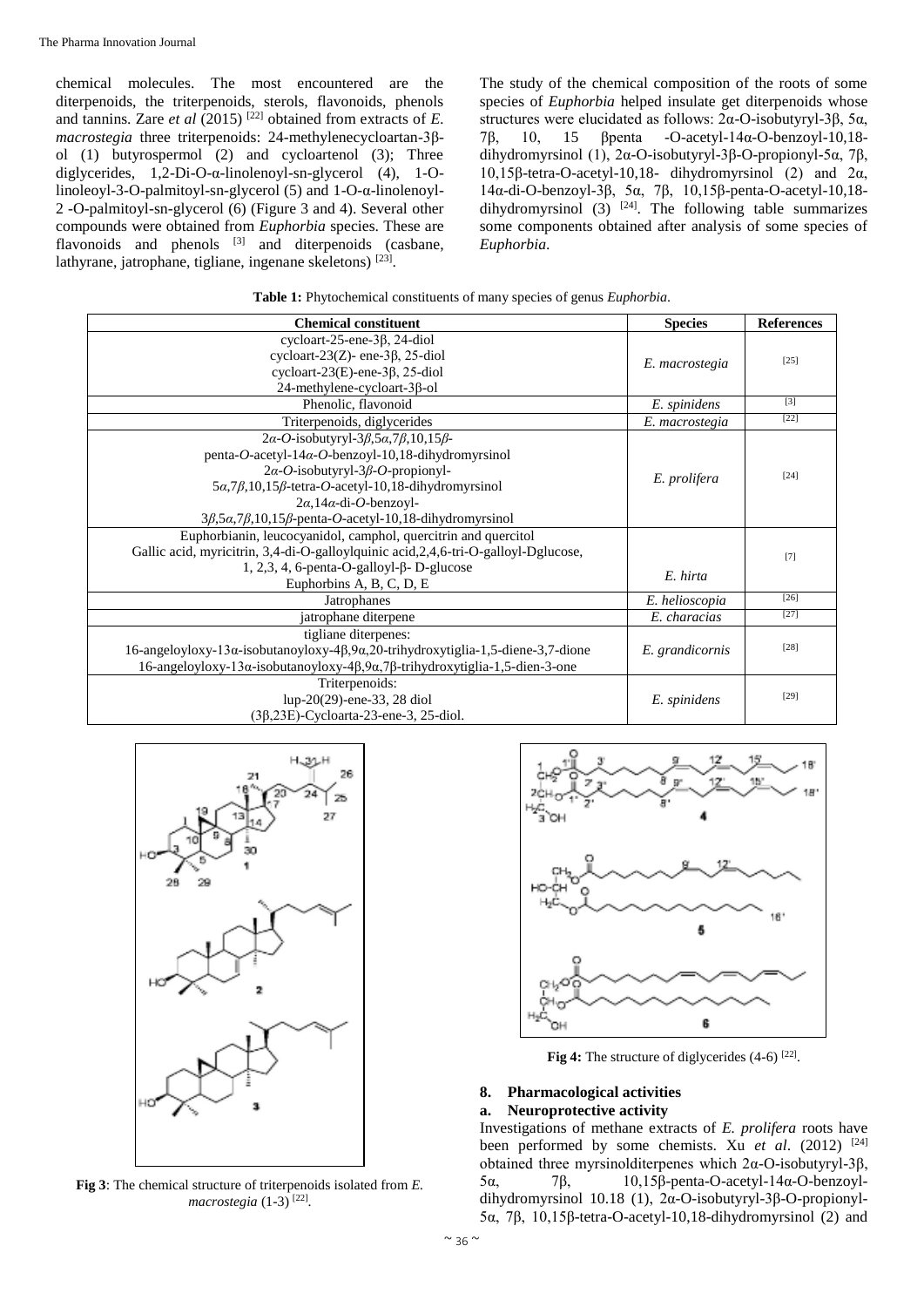chemical molecules. The most encountered are the diterpenoids, the triterpenoids, sterols, flavonoids, phenols and tannins. Zare *et al* (2015) [22] obtained from extracts of *E. macrostegia* three triterpenoids: 24-methylenecycloartan-3β-ol (1) butyrospermol (2) and cycloartenol (3); Three diglycerides, 1,2-Di-O-α-linolenoyl-sn-glycerol (4), 1-O-linoleoyl-3-O-palmitoyl-sn-glycerol (5) and 1-O-α-linolenoyl-2 -O-palmitoyl-sn-glycerol (6) (Figure 3 and 4). Several other compounds were obtained from *Euphorbia* species. These are flavonoids and phenols [3] and diterpenoids (casbane, lathyrane, jatrophane, tigliane, ingenane skeletons) [23].

The study of the chemical composition of the roots of some species of *Euphorbia* helped insulate get diterpenoids whose structures were elucidated as follows: 2α-O-isobutyryl-3β, 5α, 7β, 10, 15 βpenta -O-acetyl-14α-O-benzoyl-10,18-dihydromyrsinol (1), 2α-O-isobutyryl-3β-O-propionyl-5α, 7β, 10,15β-tetra-O-acetyl-10,18- dihydromyrsinol (2) and 2α, 14α-di-O-benzoyl-3β, 5α, 7β, 10,15β-penta-O-acetyl-10,18-dihydromyrsinol (3) [24]. The following table summarizes some components obtained after analysis of some species of *Euphorbia*.

**Table 1:** Phytochemical constituents of many species of genus *Euphorbia*.

| Chemical constituent | Species | References |
|---|---|---|
| cycloart-25-ene-3β, 24-diol<br>cycloart-23(Z)- ene-3β, 25-diol<br>cycloart-23(E)-ene-3β, 25-diol<br>24-methylene-cycloart-3β-ol | *E. macrostegia* | [25] |
| Phenolic, flavonoid | *E. spinidens* | [3] |
| Triterpenoids, diglycerides | *E. macrostegia* | [22] |
| 2*α*-*O*-isobutyryl-3*β*,5*α*,7*β*,10,15*β*-penta-*O*-acetyl-14*α*-*O*-benzoyl-10,18-dihydromyrsinol<br>2*α*-*O*-isobutyryl-3*β*-*O*-propionyl-5*α*,7*β*,10,15*β*-tetra-*O*-acetyl-10,18-dihydromyrsinol<br>2*α*,14*α*-di-*O*-benzoyl-3*β*,5*α*,7*β*,10,15*β*-penta-*O*-acetyl-10,18-dihydromyrsinol | *E. prolifera* | [24] |
| Euphorbianin, leucocyanidol, camphol, quercitrin and quercitol<br>Gallic acid, myricitrin, 3,4-di-O-galloylquinic acid,2,4,6-tri-O-galloyl-Dglucose,<br>1, 2,3, 4, 6-penta-O-galloyl-β- D-glucose<br>Euphorbins A, B, C, D, E | *E. hirta* | [7] |
| Jatrophanes | *E. helioscopia* | [26] |
| jatrophane diterpene | *E. characias* | [27] |
| tigliane diterpenes:<br>16-angeloyloxy-13α-isobutanoyloxy-4β,9α,20-trihydroxytiglia-1,5-diene-3,7-dione<br>16-angeloyloxy-13α-isobutanoyloxy-4β,9α,7β-trihydroxytiglia-1,5-dien-3-one | *E. grandicornis* | [28] |
| Triterpenoids:<br>lup-20(29)-ene-33, 28 diol<br>(3β,23E)-Cycloarta-23-ene-3, 25-diol. | *E. spinidens* | [29] |

**Fig 3**: The chemical structure of triterpenoids isolated from *E. macrostegia* (1-3) [22].

**Fig 4:** The structure of diglycerides (4-6) [22].

## 8. Pharmacological activities

### a. Neuroprotective activity

Investigations of methane extracts of *E. prolifera* roots have been performed by some chemists. Xu *et al*. (2012) [24] obtained three myrsinolditerpenes which 2α-O-isobutyryl-3β, 5α, 7β, 10,15β-penta-O-acetyl-14α-O-benzoyl-dihydromyrsinol 10.18 (1), 2α-O-isobutyryl-3β-O-propionyl-5α, 7β, 10,15β-tetra-O-acetyl-10,18-dihydromyrsinol (2) and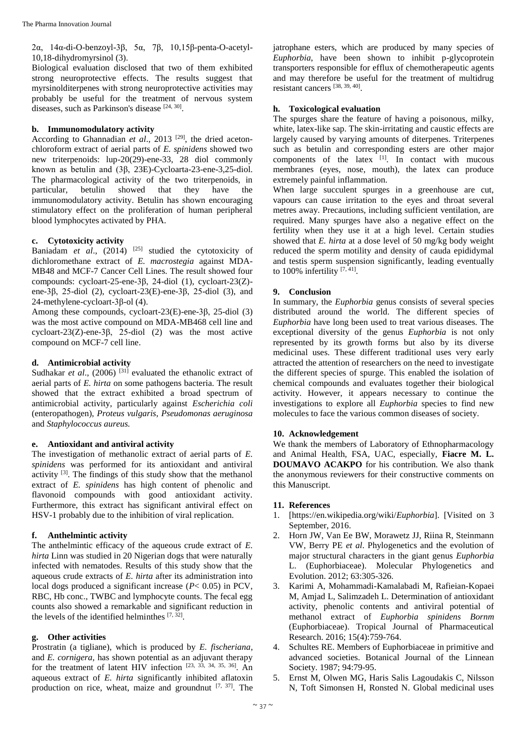2α, 14α-di-O-benzoyl-3β, 5α, 7β, 10,15β-penta-O-acetyl-10,18-dihydromyrsinol (3).

Biological evaluation disclosed that two of them exhibited strong neuroprotective effects. The results suggest that myrsinolditerpenes with strong neuroprotective activities may probably be useful for the treatment of nervous system diseases, such as Parkinson's disease [24, 30].

### b. Immunomodulatory activity

According to Ghannadian *et al*., 2013 [29], the dried aceton-chloroform extract of aerial parts of *E. spinidens* showed two new triterpenoids: lup-20(29)-ene-33, 28 diol commonly known as betulin and (3β, 23E)-Cycloarta-23-ene-3,25-diol. The pharmacological activity of the two triterpenoids, in particular, betulin showed that they have the immunomodulatory activity. Betulin has shown encouraging stimulatory effect on the proliferation of human peripheral blood lymphocytes activated by PHA.

### c. Cytotoxicity activity

Baniadam *et al*., (2014) [25] studied the cytotoxicity of dichloromethane extract of *E. macrostegia* against MDA-MB48 and MCF-7 Cancer Cell Lines. The result showed four compounds: cycloart-25-ene-3β, 24-diol (1), cycloart-23(Z)-ene-3β, 25-diol (2), cycloart-23(E)-ene-3β, 25-diol (3), and 24-methylene-cycloart-3β-ol (4).

Among these compounds, cycloart-23(E)-ene-3β, 25-diol (3) was the most active compound on MDA-MB468 cell line and cycloart-23(Z)-ene-3β, 25-diol (2) was the most active compound on MCF-7 cell line.

### d. Antimicrobial activity

Sudhakar *et al*., (2006) [31] evaluated the ethanolic extract of aerial parts of *E. hirta* on some pathogens bacteria. The result showed that the extract exhibited a broad spectrum of antimicrobial activity, particularly against *Escherichia coli* (enteropathogen), *Proteus vulgaris*, *Pseudomonas aeruginosa* and *Staphylococcus aureus.*

### e. Antioxidant and antiviral activity

The investigation of methanolic extract of aerial parts of *E. spinidens* was performed for its antioxidant and antiviral activity [3]. The findings of this study show that the methanol extract of *E. spinidens* has high content of phenolic and flavonoid compounds with good antioxidant activity. Furthermore, this extract has significant antiviral effect on HSV-1 probably due to the inhibition of viral replication.

### f. Anthelmintic activity

The anthelmintic efficacy of the aqueous crude extract of *E. hirta* Linn was studied in 20 Nigerian dogs that were naturally infected with nematodes. Results of this study show that the aqueous crude extracts of *E. hirta* after its administration into local dogs produced a significant increase ($P < 0.05$) in PCV, RBC, Hb conc., TWBC and lymphocyte counts. The fecal egg counts also showed a remarkable and significant reduction in the levels of the identified helminthes [7, 32].

### g. Other activities

Prostratin (a tigliane), which is produced by *E. fischeriana*, and *E. cornigera*, has shown potential as an adjuvant therapy for the treatment of latent HIV infection [23, 33, 34, 35, 36]. An aqueous extract of *E. hirta* significantly inhibited aflatoxin production on rice, wheat, maize and groundnut [7, 37]. The jatrophane esters, which are produced by many species of *Euphorbia*, have been shown to inhibit p-glycoprotein transporters responsible for efflux of chemotherapeutic agents and may therefore be useful for the treatment of multidrug resistant cancers [38, 39, 40].

### h. Toxicological evaluation

The spurges share the feature of having a poisonous, milky, white, latex-like sap. The skin-irritating and caustic effects are largely caused by varying amounts of diterpenes. Triterpenes such as betulin and corresponding esters are other major components of the latex [1]. In contact with mucous membranes (eyes, nose, mouth), the latex can produce extremely painful inflammation.

When large succulent spurges in a greenhouse are cut, vapours can cause irritation to the eyes and throat several metres away. Precautions, including sufficient ventilation, are required. Many spurges have also a negative effect on the fertility when they use it at a high level. Certain studies showed that *E. hirta* at a dose level of 50 mg/kg body weight reduced the sperm motility and density of cauda epididymal and testis sperm suspension significantly, leading eventually to 100% infertility [7, 41].

## 9. Conclusion

In summary, the *Euphorbia* genus consists of several species distributed around the world. The different species of *Euphorbia* have long been used to treat various diseases. The exceptional diversity of the genus *Euphorbia* is not only represented by its growth forms but also by its diverse medicinal uses. These different traditional uses very early attracted the attention of researchers on the need to investigate the different species of spurge. This enabled the isolation of chemical compounds and evaluates together their biological activity. However, it appears necessary to continue the investigations to explore all *Euphorbia* species to find new molecules to face the various common diseases of society.

## 10. Acknowledgement

We thank the members of Laboratory of Ethnopharmacology and Animal Health, FSA, UAC, especially, **Fiacre M. L. DOUMAVO ACAKPO** for his contribution. We also thank the anonymous reviewers for their constructive comments on this Manuscript.

## 11. References

1. [https://en.wikipedia.org/wiki/*Euphorbia*]. [Visited on 3 September, 2016.
2. Horn JW, Van Ee BW, Morawetz JJ, Riina R, Steinmann VW, Berry PE *et al*. Phylogenetics and the evolution of major structural characters in the giant genus *Euphorbia* L. (Euphorbiaceae). Molecular Phylogenetics and Evolution. 2012; 63:305-326.
3. Karimi A, Mohammadi-Kamalabadi M, Rafieian-Kopaei M, Amjad L, Salimzadeh L. Determination of antioxidant activity, phenolic contents and antiviral potential of methanol extract of *Euphorbia spinidens Bornm* (Euphorbiaceae). Tropical Journal of Pharmaceutical Research. 2016; 15(4):759-764.
4. Schultes RE. Members of Euphorbiaceae in primitive and advanced societies. Botanical Journal of the Linnean Society. 1987; 94:79-95.
5. Ernst M, Olwen MG, Haris Salis Lagoudakis C, Nilsson N, Toft Simonsen H, Ronsted N. Global medicinal uses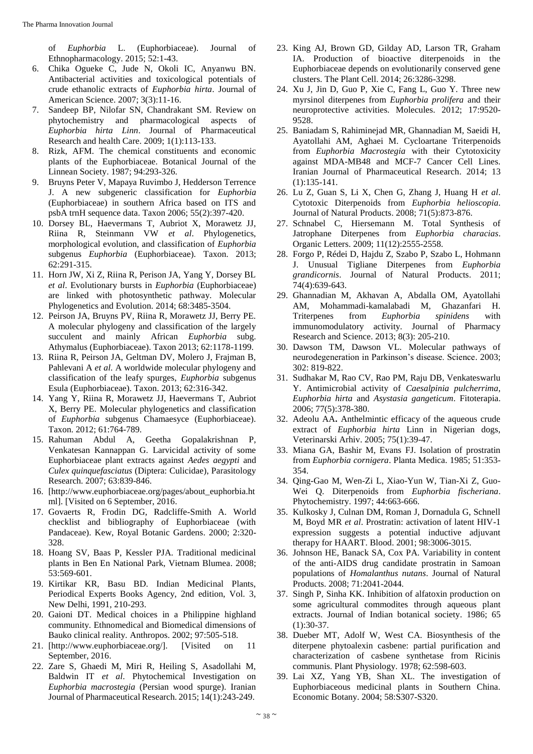of *Euphorbia* L. (Euphorbiaceae). Journal of Ethnopharmacology. 2015; 52:1-43.

6. Chika Ogueke C, Jude N, Okoli IC, Anyanwu BN. Antibacterial activities and toxicological potentials of crude ethanolic extracts of *Euphorbia hirta*. Journal of American Science. 2007; 3(3):11-16.
7. Sandeep BP, Nilofar SN, Chandrakant SM. Review on phytochemistry and pharmacological aspects of *Euphorbia hirta Linn*. Journal of Pharmaceutical Research and health Care. 2009; 1(1):113-133.
8. Rizk, AFM. The chemical constituents and economic plants of the Euphorbiaceae. Botanical Journal of the Linnean Society. 1987; 94:293-326.
9. Bruyns Peter V, Mapaya Ruvimbo J, Hedderson Terrence J. A new subgeneric classification for *Euphorbia* (Euphorbiaceae) in southern Africa based on ITS and psbA trnH sequence data. Taxon 2006; 55(2):397-420.
10. Dorsey BL, Haevermans T, Aubriot X, Morawetz JJ, Riina R, Steinmann VW *et al*. Phylogenetics, morphological evolution, and classification of *Euphorbia* subgenus *Euphorbia* (Euphorbiaceae). Taxon. 2013; 62:291-315.
11. Horn JW, Xi Z, Riina R, Perison JA, Yang Y, Dorsey BL *et al*. Evolutionary bursts in *Euphorbia* (Euphorbiaceae) are linked with photosynthetic pathway. Molecular Phylogenetics and Evolution. 2014; 68:3485-3504.
12. Peirson JA, Bruyns PV, Riina R, Morawetz JJ, Berry PE. A molecular phylogeny and classification of the largely succulent and mainly African *Euphorbia* subg. Athymalus (Euphorbiaceae). Taxon 2013; 62:1178-1199.
13. Riina R, Peirson JA, Geltman DV, Molero J, Frajman B, Pahlevani A *et al*. A worldwide molecular phylogeny and classification of the leafy spurges, *Euphorbia* subgenus Esula (Euphorbiaceae). Taxon. 2013; 62:316-342.
14. Yang Y, Riina R, Morawetz JJ, Haevermans T, Aubriot X, Berry PE. Molecular phylogenetics and classification of *Euphorbia* subgenus Chamaesyce (Euphorbiaceae). Taxon. 2012; 61:764-789.
15. Rahuman Abdul A, Geetha Gopalakrishnan P, Venkatesan Kannappan G. Larvicidal activity of some Euphorbiaceae plant extracts against *Aedes aegypti* and *Culex quinquefasciatus* (Diptera: Culicidae), Parasitology Research. 2007; 63:839-846.
16. [http://www.euphorbiaceae.org/pages/about_euphorbia.html]. [Visited on 6 September, 2016.
17. Govaerts R, Frodin DG, Radcliffe-Smith A. World checklist and bibliography of Euphorbiaceae (with Pandaceae). Kew, Royal Botanic Gardens. 2000; 2:320-328.
18. Hoang SV, Baas P, Kessler PJA. Traditional medicinal plants in Ben En National Park, Vietnam Blumea. 2008; 53:569-601.
19. Kirtikar KR, Basu BD. Indian Medicinal Plants, Periodical Experts Books Agency, 2nd edition, Vol. 3, New Delhi, 1991, 210-293.
20. Gaioni DT. Medical choices in a Philippine highland community. Ethnomedical and Biomedical dimensions of Bauko clinical reality. Anthropos. 2002; 97:505-518.
21. [http://www.euphorbiaceae.org/]. [Visited on 11 September, 2016.
22. Zare S, Ghaedi M, Miri R, Heiling S, Asadollahi M, Baldwin IT *et al*. Phytochemical Investigation on *Euphorbia macrostegia* (Persian wood spurge). Iranian Journal of Pharmaceutical Research. 2015; 14(1):243-249.
23. King AJ, Brown GD, Gilday AD, Larson TR, Graham IA. Production of bioactive diterpenoids in the Euphorbiaceae depends on evolutionarily conserved gene clusters. The Plant Cell. 2014; 26:3286-3298.
24. Xu J, Jin D, Guo P, Xie C, Fang L, Guo Y. Three new myrsinol diterpenes from *Euphorbia prolifera* and their neuroprotective activities. Molecules. 2012; 17:9520-9528.
25. Baniadam S, Rahiminejad MR, Ghannadian M, Saeidi H, Ayatollahi AM, Aghaei M. Cycloartane Triterpenoids from *Euphorbia Macrostegia* with their Cytotoxicity against MDA-MB48 and MCF-7 Cancer Cell Lines. Iranian Journal of Pharmaceutical Research. 2014; 13 (1):135-141.
26. Lu Z, Guan S, Li X, Chen G, Zhang J, Huang H *et al*. Cytotoxic Diterpenoids from *Euphorbia helioscopia*. Journal of Natural Products. 2008; 71(5):873-876.
27. Schnabel C, Hiersemann M. Total Synthesis of Jatrophane Diterpenes from *Euphorbia characias*. Organic Letters. 2009; 11(12):2555-2558.
28. Forgo P, Rédei D, Hajdu Z, Szabo P, Szabo L, Hohmann J. Unusual Tigliane Diterpenes from *Euphorbia grandicornis*. Journal of Natural Products. 2011; 74(4):639-643.
29. Ghannadian M, Akhavan A, Abdalla OM, Ayatollahi AM, Mohammadi-kamalabadi M, Ghazanfari H. Triterpenes from *Euphorbia spinidens* with immunomodulatory activity. Journal of Pharmacy Research and Science. 2013; 8(3): 205-210.
30. Dawson TM, Dawson VL. Molecular pathways of neurodegeneration in Parkinson's disease. Science. 2003; 302: 819-822.
31. Sudhakar M, Rao CV, Rao PM, Raju DB, Venkateswarlu Y. Antimicrobial activity of *Caesalpinia pulcherrima*, *Euphorbia hirta* and *Asystasia gangeticum*. Fitoterapia. 2006; 77(5):378-380.
32. Adeolu AA**.** Anthelmintic efficacy of the aqueous crude extract of *Euphorbia hirta* Linn in Nigerian dogs, Veterinarski Arhiv. 2005; 75(1):39-47.
33. Miana GA, Bashir M, Evans FJ. Isolation of prostratin from *Euphorbia cornigera*. Planta Medica. 1985; 51:353-354.
34. Qing-Gao M, Wen-Zi L, Xiao-Yun W, Tian-Xi Z, Guo-Wei Q. Diterpenoids from *Euphorbia fischeriana*. Phytochemistry. 1997; 44:663-666.
35. Kulkosky J, Culnan DM, Roman J, Dornadula G, Schnell M, Boyd MR *et al*. Prostratin: activation of latent HIV-1 expression suggests a potential inductive adjuvant therapy for HAART. Blood. 2001; 98:3006-3015.
36. Johnson HE, Banack SA, Cox PA. Variability in content of the anti-AIDS drug candidate prostratin in Samoan populations of *Homalanthus nutans*. Journal of Natural Products. 2008; 71:2041-2044.
37. Singh P, Sinha KK. Inhibition of alfatoxin production on some agricultural commodites through aqueous plant extracts. Journal of Indian botanical society. 1986; 65 (1):30-37.
38. Dueber MT, Adolf W, West CA. Biosynthesis of the diterpene phytoalexin casbene: partial purification and characterization of casbene synthetase from Ricinis communis. Plant Physiology. 1978; 62:598-603.
39. Lai XZ, Yang YB, Shan XL. The investigation of Euphorbiaceous medicinal plants in Southern China. Economic Botany. 2004; 58:S307-S320.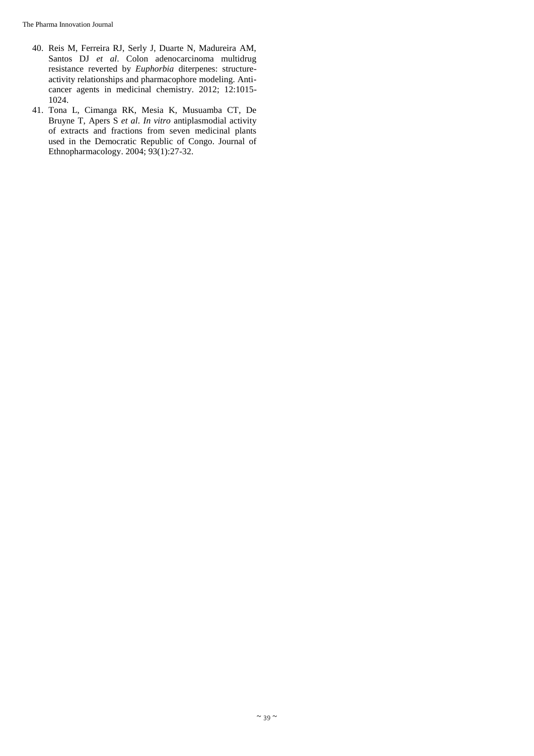40. Reis M, Ferreira RJ, Serly J, Duarte N, Madureira AM, Santos DJ *et al*. Colon adenocarcinoma multidrug resistance reverted by *Euphorbia* diterpenes: structure-activity relationships and pharmacophore modeling. Anti-cancer agents in medicinal chemistry. 2012; 12:1015-1024.
41. Tona L, Cimanga RK, Mesia K, Musuamba CT, De Bruyne T, Apers S *et al*. *In vitro* antiplasmodial activity of extracts and fractions from seven medicinal plants used in the Democratic Republic of Congo. Journal of Ethnopharmacology. 2004; 93(1):27-32.